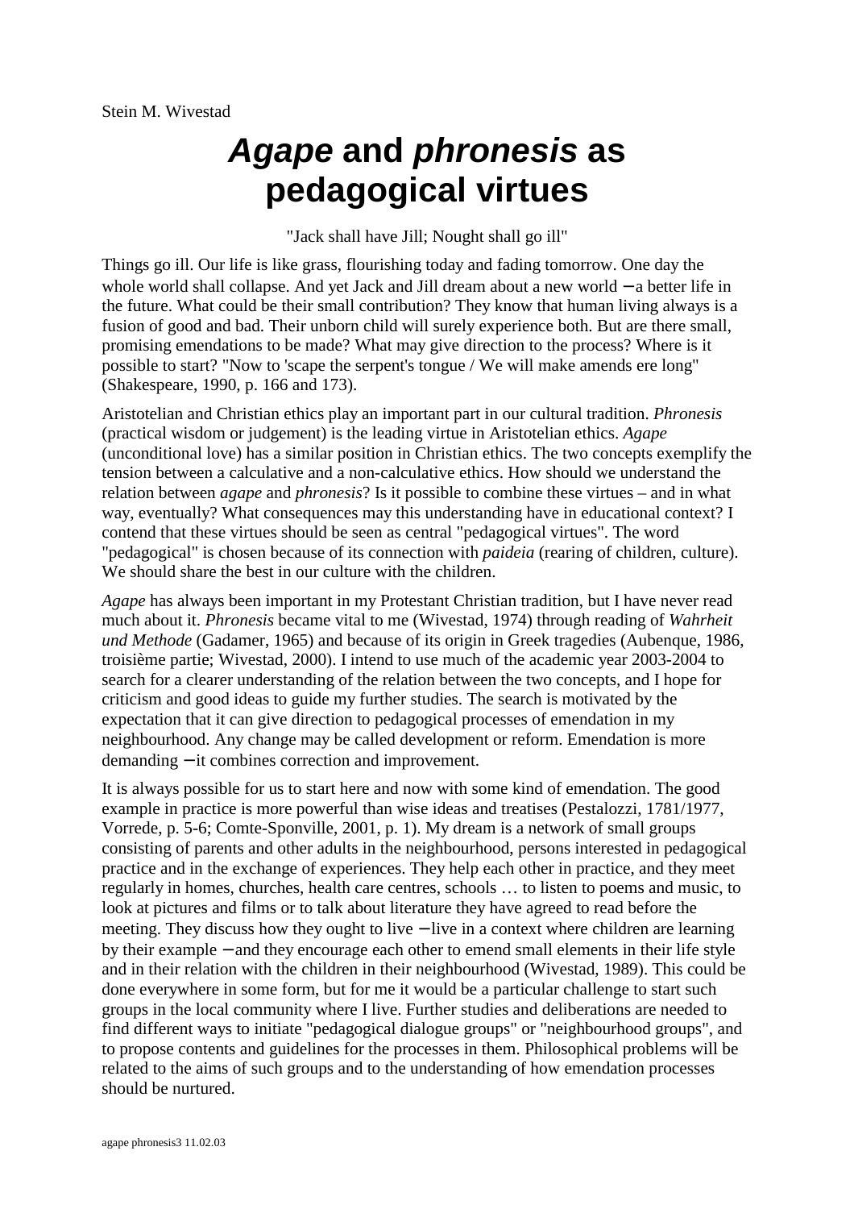Stein M. Wivestad

# *Agape* and *phronesis* as pedagogical virtues

"Jack shall have Jill; Nought shall go ill"

Things go ill. Our life is like grass, flourishing today and fading tomorrow. One day the whole world shall collapse. And yet Jack and Jill dream about a new world – a better life in the future. What could be their small contribution? They know that human living always is a fusion of good and bad. Their unborn child will surely experience both. But are there small, promising emendations to be made? What may give direction to the process? Where is it possible to start? "Now to 'scape the serpent's tongue / We will make amends ere long" (Shakespeare, 1990, p. 166 and 173).

Aristotelian and Christian ethics play an important part in our cultural tradition. *Phronesis* (practical wisdom or judgement) is the leading virtue in Aristotelian ethics. *Agape* (unconditional love) has a similar position in Christian ethics. The two concepts exemplify the tension between a calculative and a non-calculative ethics. How should we understand the relation between *agape* and *phronesis*? Is it possible to combine these virtues – and in what way, eventually? What consequences may this understanding have in educational context? I contend that these virtues should be seen as central "pedagogical virtues". The word "pedagogical" is chosen because of its connection with *paideia* (rearing of children, culture). We should share the best in our culture with the children.

*Agape* has always been important in my Protestant Christian tradition, but I have never read much about it. *Phronesis* became vital to me (Wivestad, 1974) through reading of *Wahrheit und Methode* (Gadamer, 1965) and because of its origin in Greek tragedies (Aubenque, 1986, troisième partie; Wivestad, 2000). I intend to use much of the academic year 2003-2004 to search for a clearer understanding of the relation between the two concepts, and I hope for criticism and good ideas to guide my further studies. The search is motivated by the expectation that it can give direction to pedagogical processes of emendation in my neighbourhood. Any change may be called development or reform. Emendation is more demanding – it combines correction and improvement.

It is always possible for us to start here and now with some kind of emendation. The good example in practice is more powerful than wise ideas and treatises (Pestalozzi, 1781/1977, Vorrede, p. 5-6; Comte-Sponville, 2001, p. 1). My dream is a network of small groups consisting of parents and other adults in the neighbourhood, persons interested in pedagogical practice and in the exchange of experiences. They help each other in practice, and they meet regularly in homes, churches, health care centres, schools … to listen to poems and music, to look at pictures and films or to talk about literature they have agreed to read before the meeting. They discuss how they ought to live – live in a context where children are learning by their example – and they encourage each other to emend small elements in their life style and in their relation with the children in their neighbourhood (Wivestad, 1989). This could be done everywhere in some form, but for me it would be a particular challenge to start such groups in the local community where I live. Further studies and deliberations are needed to find different ways to initiate "pedagogical dialogue groups" or "neighbourhood groups", and to propose contents and guidelines for the processes in them. Philosophical problems will be related to the aims of such groups and to the understanding of how emendation processes should be nurtured.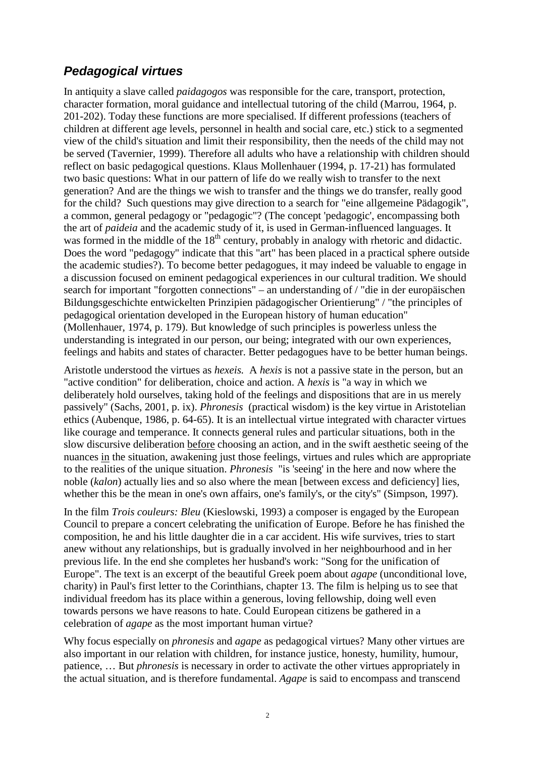## *Pedagogical virtues*

In antiquity a slave called *paidagogos* was responsible for the care, transport, protection, character formation, moral guidance and intellectual tutoring of the child (Marrou, 1964, p. 201-202). Today these functions are more specialised. If different professions (teachers of children at different age levels, personnel in health and social care, etc.) stick to a segmented view of the child's situation and limit their responsibility, then the needs of the child may not be served (Tavernier, 1999). Therefore all adults who have a relationship with children should reflect on basic pedagogical questions. Klaus Mollenhauer (1994, p. 17-21) has formulated two basic questions: What in our pattern of life do we really wish to transfer to the next generation? And are the things we wish to transfer and the things we do transfer, really good for the child? Such questions may give direction to a search for "eine allgemeine Pädagogik", a common, general pedagogy or "pedagogic"? (The concept 'pedagogic', encompassing both the art of *paideia* and the academic study of it, is used in German-influenced languages. It was formed in the middle of the 18th century, probably in analogy with rhetoric and didactic. Does the word "pedagogy" indicate that this "art" has been placed in a practical sphere outside the academic studies?). To become better pedagogues, it may indeed be valuable to engage in a discussion focused on eminent pedagogical experiences in our cultural tradition. We should search for important "forgotten connections" – an understanding of / "die in der europäischen Bildungsgeschichte entwickelten Prinzipien pädagogischer Orientierung" / "the principles of pedagogical orientation developed in the European history of human education" (Mollenhauer, 1974, p. 179). But knowledge of such principles is powerless unless the understanding is integrated in our person, our being; integrated with our own experiences, feelings and habits and states of character. Better pedagogues have to be better human beings.

Aristotle understood the virtues as *hexeis.* A *hexis* is not a passive state in the person, but an "active condition" for deliberation, choice and action. A *hexis* is "a way in which we deliberately hold ourselves, taking hold of the feelings and dispositions that are in us merely passively" (Sachs, 2001, p. ix). *Phronesis* (practical wisdom) is the key virtue in Aristotelian ethics (Aubenque, 1986, p. 64-65). It is an intellectual virtue integrated with character virtues like courage and temperance. It connects general rules and particular situations, both in the slow discursive deliberation before choosing an action, and in the swift aesthetic seeing of the nuances in the situation, awakening just those feelings, virtues and rules which are appropriate to the realities of the unique situation. *Phronesis* "is 'seeing' in the here and now where the noble (*kalon*) actually lies and so also where the mean [between excess and deficiency] lies, whether this be the mean in one's own affairs, one's family's, or the city's" (Simpson, 1997).

In the film *Trois couleurs: Bleu* (Kieslowski, 1993) a composer is engaged by the European Council to prepare a concert celebrating the unification of Europe. Before he has finished the composition, he and his little daughter die in a car accident. His wife survives, tries to start anew without any relationships, but is gradually involved in her neighbourhood and in her previous life. In the end she completes her husband's work: "Song for the unification of Europe". The text is an excerpt of the beautiful Greek poem about *agape* (unconditional love, charity) in Paul's first letter to the Corinthians, chapter 13. The film is helping us to see that individual freedom has its place within a generous, loving fellowship, doing well even towards persons we have reasons to hate. Could European citizens be gathered in a celebration of *agape* as the most important human virtue?

Why focus especially on *phronesis* and *agape* as pedagogical virtues? Many other virtues are also important in our relation with children, for instance justice, honesty, humility, humour, patience, … But *phronesis* is necessary in order to activate the other virtues appropriately in the actual situation, and is therefore fundamental. *Agape* is said to encompass and transcend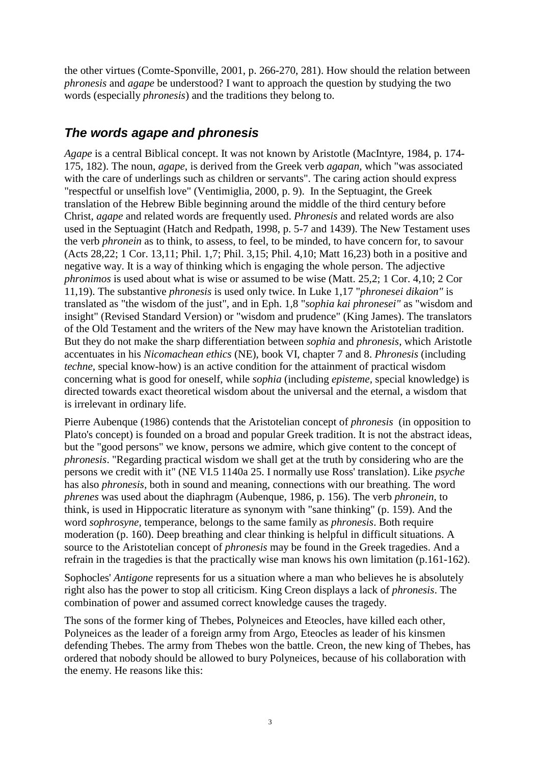the other virtues (Comte-Sponville, 2001, p. 266-270, 281). How should the relation between *phronesis* and *agape* be understood? I want to approach the question by studying the two words (especially *phronesis*) and the traditions they belong to.

## *The words agape and phronesis*

*Agape* is a central Biblical concept. It was not known by Aristotle (MacIntyre, 1984, p. 174-175, 182). The noun, *agape*, is derived from the Greek verb *agapan,* which "was associated with the care of underlings such as children or servants". The caring action should express "respectful or unselfish love" (Ventimiglia, 2000, p. 9). In the Septuagint, the Greek translation of the Hebrew Bible beginning around the middle of the third century before Christ, *agape* and related words are frequently used. *Phronesis* and related words are also used in the Septuagint (Hatch and Redpath, 1998, p. 5-7 and 1439). The New Testament uses the verb *phronein* as to think, to assess, to feel, to be minded, to have concern for, to savour (Acts 28,22; 1 Cor. 13,11; Phil. 1,7; Phil. 3,15; Phil. 4,10; Matt 16,23) both in a positive and negative way. It is a way of thinking which is engaging the whole person. The adjective *phronimos* is used about what is wise or assumed to be wise (Matt. 25,2; 1 Cor. 4,10; 2 Cor 11,19). The substantive *phronesis* is used only twice. In Luke 1,17 "*phronesei dikaion"* is translated as "the wisdom of the just", and in Eph. 1,8 "*sophia kai phronesei"* as "wisdom and insight" (Revised Standard Version) or "wisdom and prudence" (King James). The translators of the Old Testament and the writers of the New may have known the Aristotelian tradition. But they do not make the sharp differentiation between *sophia* and *phronesis*, which Aristotle accentuates in his *Nicomachean ethics* (NE), book VI, chapter 7 and 8. *Phronesis* (including *techne*, special know-how) is an active condition for the attainment of practical wisdom concerning what is good for oneself, while *sophia* (including *episteme*, special knowledge) is directed towards exact theoretical wisdom about the universal and the eternal, a wisdom that is irrelevant in ordinary life.

Pierre Aubenque (1986) contends that the Aristotelian concept of *phronesis* (in opposition to Plato's concept) is founded on a broad and popular Greek tradition. It is not the abstract ideas, but the "good persons" we know, persons we admire, which give content to the concept of *phronesis*. "Regarding practical wisdom we shall get at the truth by considering who are the persons we credit with it" (NE VI.5 1140a 25. I normally use Ross' translation). Like *psyche* has also *phronesis*, both in sound and meaning, connections with our breathing. The word *phrenes* was used about the diaphragm (Aubenque, 1986, p. 156). The verb *phronein*, to think, is used in Hippocratic literature as synonym with "sane thinking" (p. 159). And the word *sophrosyne*, temperance, belongs to the same family as *phronesis*. Both require moderation (p. 160). Deep breathing and clear thinking is helpful in difficult situations. A source to the Aristotelian concept of *phronesis* may be found in the Greek tragedies. And a refrain in the tragedies is that the practically wise man knows his own limitation (p.161-162).

Sophocles' *Antigone* represents for us a situation where a man who believes he is absolutely right also has the power to stop all criticism. King Creon displays a lack of *phronesis*. The combination of power and assumed correct knowledge causes the tragedy.

The sons of the former king of Thebes, Polyneices and Eteocles, have killed each other, Polyneices as the leader of a foreign army from Argo, Eteocles as leader of his kinsmen defending Thebes. The army from Thebes won the battle. Creon, the new king of Thebes, has ordered that nobody should be allowed to bury Polyneices, because of his collaboration with the enemy. He reasons like this: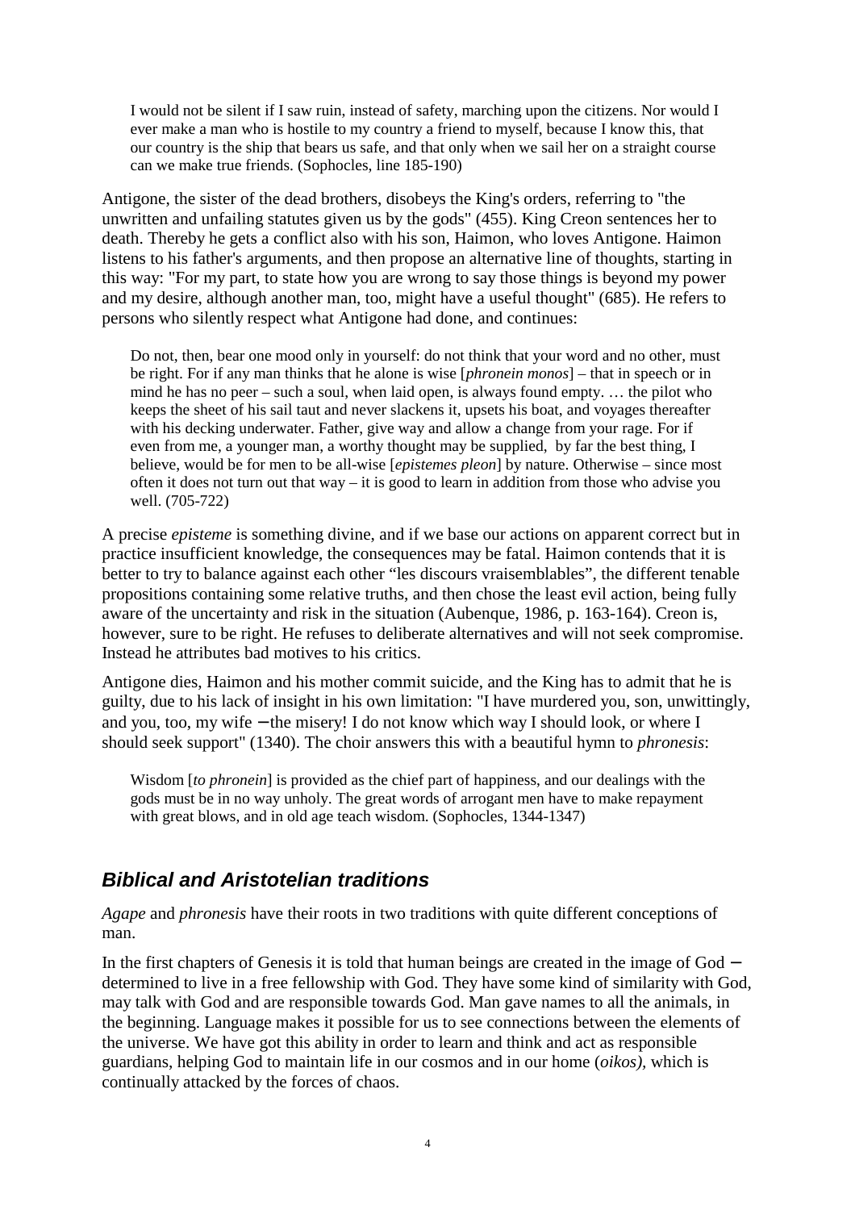> I would not be silent if I saw ruin, instead of safety, marching upon the citizens. Nor would I ever make a man who is hostile to my country a friend to myself, because I know this, that our country is the ship that bears us safe, and that only when we sail her on a straight course can we make true friends. (Sophocles, line 185-190)

Antigone, the sister of the dead brothers, disobeys the King's orders, referring to "the unwritten and unfailing statutes given us by the gods" (455). King Creon sentences her to death. Thereby he gets a conflict also with his son, Haimon, who loves Antigone. Haimon listens to his father's arguments, and then propose an alternative line of thoughts, starting in this way: "For my part, to state how you are wrong to say those things is beyond my power and my desire, although another man, too, might have a useful thought" (685). He refers to persons who silently respect what Antigone had done, and continues:

> Do not, then, bear one mood only in yourself: do not think that your word and no other, must be right. For if any man thinks that he alone is wise [*phronein monos*] – that in speech or in mind he has no peer – such a soul, when laid open, is always found empty. … the pilot who keeps the sheet of his sail taut and never slackens it, upsets his boat, and voyages thereafter with his decking underwater. Father, give way and allow a change from your rage. For if even from me, a younger man, a worthy thought may be supplied, by far the best thing, I believe, would be for men to be all-wise [*epistemes pleon*] by nature. Otherwise – since most often it does not turn out that way – it is good to learn in addition from those who advise you well. (705-722)

A precise *episteme* is something divine, and if we base our actions on apparent correct but in practice insufficient knowledge, the consequences may be fatal. Haimon contends that it is better to try to balance against each other "les discours vraisemblables", the different tenable propositions containing some relative truths, and then chose the least evil action, being fully aware of the uncertainty and risk in the situation (Aubenque, 1986, p. 163-164). Creon is, however, sure to be right. He refuses to deliberate alternatives and will not seek compromise. Instead he attributes bad motives to his critics.

Antigone dies, Haimon and his mother commit suicide, and the King has to admit that he is guilty, due to his lack of insight in his own limitation: "I have murdered you, son, unwittingly, and you, too, my wife − the misery! I do not know which way I should look, or where I should seek support" (1340). The choir answers this with a beautiful hymn to *phronesis*:

> Wisdom [*to phronein*] is provided as the chief part of happiness, and our dealings with the gods must be in no way unholy. The great words of arrogant men have to make repayment with great blows, and in old age teach wisdom. (Sophocles, 1344-1347)

## Biblical and Aristotelian traditions

*Agape* and *phronesis* have their roots in two traditions with quite different conceptions of man.

In the first chapters of Genesis it is told that human beings are created in the image of God − determined to live in a free fellowship with God. They have some kind of similarity with God, may talk with God and are responsible towards God. Man gave names to all the animals, in the beginning. Language makes it possible for us to see connections between the elements of the universe. We have got this ability in order to learn and think and act as responsible guardians, helping God to maintain life in our cosmos and in our home (*oikos)*, which is continually attacked by the forces of chaos.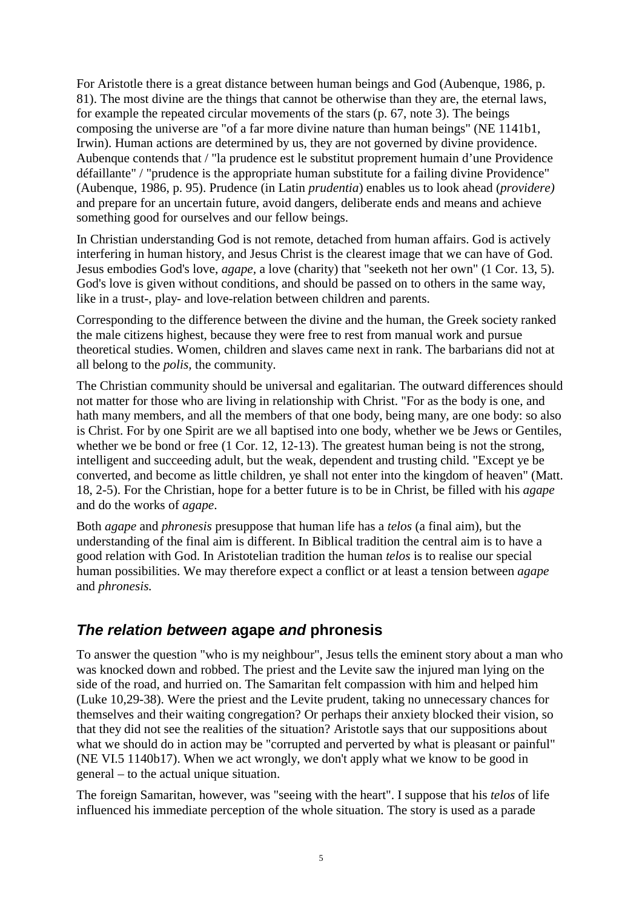For Aristotle there is a great distance between human beings and God (Aubenque, 1986, p. 81). The most divine are the things that cannot be otherwise than they are, the eternal laws, for example the repeated circular movements of the stars (p. 67, note 3). The beings composing the universe are "of a far more divine nature than human beings" (NE 1141b1, Irwin). Human actions are determined by us, they are not governed by divine providence. Aubenque contends that / "la prudence est le substitut proprement humain d'une Providence défaillante" / "prudence is the appropriate human substitute for a failing divine Providence" (Aubenque, 1986, p. 95). Prudence (in Latin *prudentia*) enables us to look ahead (*providere)* and prepare for an uncertain future, avoid dangers, deliberate ends and means and achieve something good for ourselves and our fellow beings.

In Christian understanding God is not remote, detached from human affairs. God is actively interfering in human history, and Jesus Christ is the clearest image that we can have of God. Jesus embodies God's love, *agape*, a love (charity) that "seeketh not her own" (1 Cor. 13, 5). God's love is given without conditions, and should be passed on to others in the same way, like in a trust-, play- and love-relation between children and parents.

Corresponding to the difference between the divine and the human, the Greek society ranked the male citizens highest, because they were free to rest from manual work and pursue theoretical studies. Women, children and slaves came next in rank. The barbarians did not at all belong to the *polis*, the community.

The Christian community should be universal and egalitarian. The outward differences should not matter for those who are living in relationship with Christ. "For as the body is one, and hath many members, and all the members of that one body, being many, are one body: so also is Christ. For by one Spirit are we all baptised into one body, whether we be Jews or Gentiles, whether we be bond or free (1 Cor. 12, 12-13). The greatest human being is not the strong, intelligent and succeeding adult, but the weak, dependent and trusting child. "Except ye be converted, and become as little children, ye shall not enter into the kingdom of heaven" (Matt. 18, 2-5). For the Christian, hope for a better future is to be in Christ, be filled with his *agape* and do the works of *agape*.

Both *agape* and *phronesis* presuppose that human life has a *telos* (a final aim), but the understanding of the final aim is different. In Biblical tradition the central aim is to have a good relation with God. In Aristotelian tradition the human *telos* is to realise our special human possibilities. We may therefore expect a conflict or at least a tension between *agape* and *phronesis.*

## *The relation between* agape *and* phronesis

To answer the question "who is my neighbour", Jesus tells the eminent story about a man who was knocked down and robbed. The priest and the Levite saw the injured man lying on the side of the road, and hurried on. The Samaritan felt compassion with him and helped him (Luke 10,29-38). Were the priest and the Levite prudent, taking no unnecessary chances for themselves and their waiting congregation? Or perhaps their anxiety blocked their vision, so that they did not see the realities of the situation? Aristotle says that our suppositions about what we should do in action may be "corrupted and perverted by what is pleasant or painful" (NE VI.5 1140b17). When we act wrongly, we don't apply what we know to be good in general – to the actual unique situation.

The foreign Samaritan, however, was "seeing with the heart". I suppose that his *telos* of life influenced his immediate perception of the whole situation. The story is used as a parade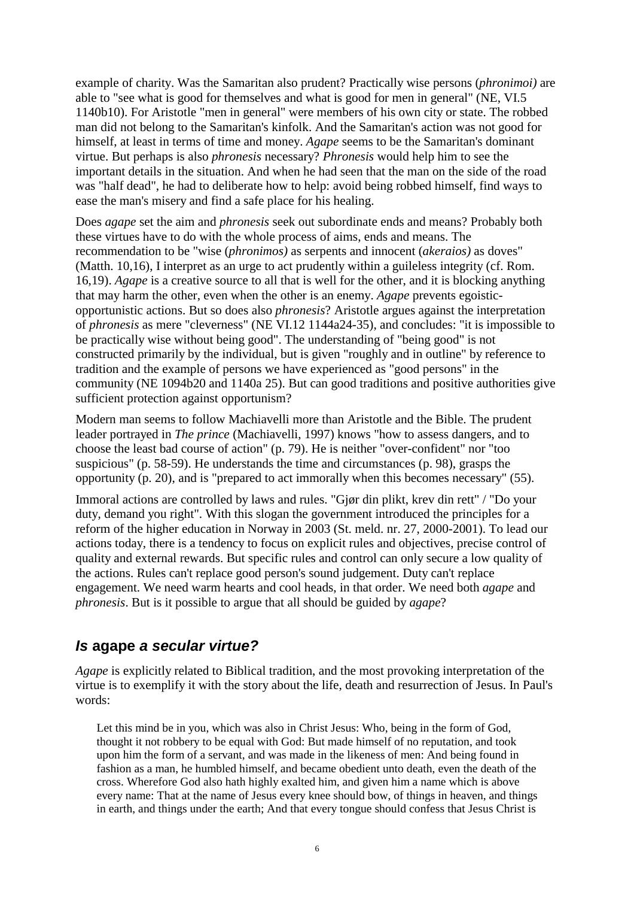example of charity. Was the Samaritan also prudent? Practically wise persons (*phronimoi)* are able to "see what is good for themselves and what is good for men in general" (NE, VI.5 1140b10). For Aristotle "men in general" were members of his own city or state. The robbed man did not belong to the Samaritan's kinfolk. And the Samaritan's action was not good for himself, at least in terms of time and money. *Agape* seems to be the Samaritan's dominant virtue. But perhaps is also *phronesis* necessary? *Phronesis* would help him to see the important details in the situation. And when he had seen that the man on the side of the road was "half dead", he had to deliberate how to help: avoid being robbed himself, find ways to ease the man's misery and find a safe place for his healing.

Does *agape* set the aim and *phronesis* seek out subordinate ends and means? Probably both these virtues have to do with the whole process of aims, ends and means. The recommendation to be "wise (*phronimos)* as serpents and innocent (*akeraios)* as doves" (Matth. 10,16), I interpret as an urge to act prudently within a guileless integrity (cf. Rom. 16,19). *Agape* is a creative source to all that is well for the other, and it is blocking anything that may harm the other, even when the other is an enemy. *Agape* prevents egoistic-opportunistic actions. But so does also *phronesis*? Aristotle argues against the interpretation of *phronesis* as mere "cleverness" (NE VI.12 1144a24-35), and concludes: "it is impossible to be practically wise without being good". The understanding of "being good" is not constructed primarily by the individual, but is given "roughly and in outline" by reference to tradition and the example of persons we have experienced as "good persons" in the community (NE 1094b20 and 1140a 25). But can good traditions and positive authorities give sufficient protection against opportunism?

Modern man seems to follow Machiavelli more than Aristotle and the Bible. The prudent leader portrayed in *The prince* (Machiavelli, 1997) knows "how to assess dangers, and to choose the least bad course of action" (p. 79). He is neither "over-confident" nor "too suspicious" (p. 58-59). He understands the time and circumstances (p. 98), grasps the opportunity (p. 20), and is "prepared to act immorally when this becomes necessary" (55).

Immoral actions are controlled by laws and rules. "Gjør din plikt, krev din rett" / "Do your duty, demand you right". With this slogan the government introduced the principles for a reform of the higher education in Norway in 2003 (St. meld. nr. 27, 2000-2001). To lead our actions today, there is a tendency to focus on explicit rules and objectives, precise control of quality and external rewards. But specific rules and control can only secure a low quality of the actions. Rules can't replace good person's sound judgement. Duty can't replace engagement. We need warm hearts and cool heads, in that order. We need both *agape* and *phronesis*. But is it possible to argue that all should be guided by *agape*?

## *Is* **agape** *a secular virtue?*

*Agape* is explicitly related to Biblical tradition, and the most provoking interpretation of the virtue is to exemplify it with the story about the life, death and resurrection of Jesus. In Paul's words:

> Let this mind be in you, which was also in Christ Jesus: Who, being in the form of God, thought it not robbery to be equal with God: But made himself of no reputation, and took upon him the form of a servant, and was made in the likeness of men: And being found in fashion as a man, he humbled himself, and became obedient unto death, even the death of the cross. Wherefore God also hath highly exalted him, and given him a name which is above every name: That at the name of Jesus every knee should bow, of things in heaven, and things in earth, and things under the earth; And that every tongue should confess that Jesus Christ is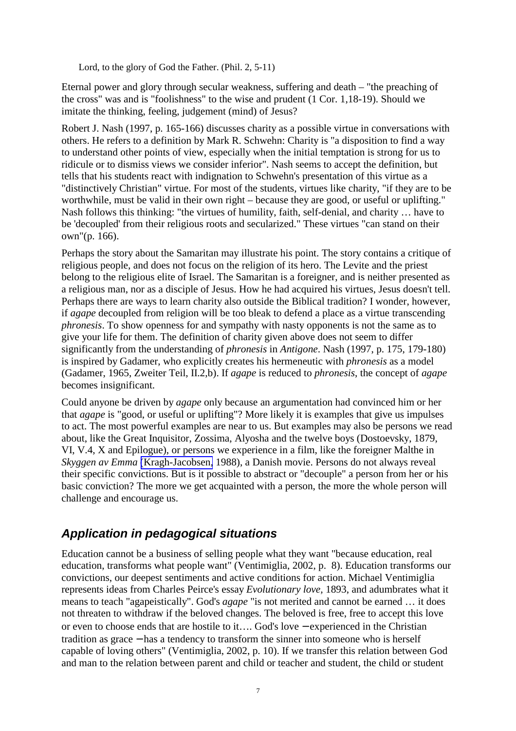Lord, to the glory of God the Father. (Phil. 2, 5-11)

Eternal power and glory through secular weakness, suffering and death – "the preaching of the cross" was and is "foolishness" to the wise and prudent (1 Cor. 1,18-19). Should we imitate the thinking, feeling, judgement (mind) of Jesus?

Robert J. Nash (1997, p. 165-166) discusses charity as a possible virtue in conversations with others. He refers to a definition by Mark R. Schwehn: Charity is "a disposition to find a way to understand other points of view, especially when the initial temptation is strong for us to ridicule or to dismiss views we consider inferior". Nash seems to accept the definition, but tells that his students react with indignation to Schwehn's presentation of this virtue as a "distinctively Christian" virtue. For most of the students, virtues like charity, "if they are to be worthwhile, must be valid in their own right – because they are good, or useful or uplifting." Nash follows this thinking: "the virtues of humility, faith, self-denial, and charity … have to be 'decoupled' from their religious roots and secularized." These virtues "can stand on their own"(p. 166).

Perhaps the story about the Samaritan may illustrate his point. The story contains a critique of religious people, and does not focus on the religion of its hero. The Levite and the priest belong to the religious elite of Israel. The Samaritan is a foreigner, and is neither presented as a religious man, nor as a disciple of Jesus. How he had acquired his virtues, Jesus doesn't tell. Perhaps there are ways to learn charity also outside the Biblical tradition? I wonder, however, if *agape* decoupled from religion will be too bleak to defend a place as a virtue transcending *phronesis*. To show openness for and sympathy with nasty opponents is not the same as to give your life for them. The definition of charity given above does not seem to differ significantly from the understanding of *phronesis* in *Antigone*. Nash (1997, p. 175, 179-180) is inspired by Gadamer, who explicitly creates his hermeneutic with *phronesis* as a model (Gadamer, 1965, Zweiter Teil, II.2,b). If *agape* is reduced to *phronesis*, the concept of *agape* becomes insignificant.

Could anyone be driven by *agape* only because an argumentation had convinced him or her that *agape* is "good, or useful or uplifting"? More likely it is examples that give us impulses to act. The most powerful examples are near to us. But examples may also be persons we read about, like the Great Inquisitor, Zossima, Alyosha and the twelve boys (Dostoevsky, 1879, VI, V.4, X and Epilogue), or persons we experience in a film, like the foreigner Malthe in *Skyggen av Emma* (Kragh-Jacobsen, 1988), a Danish movie. Persons do not always reveal their specific convictions. But is it possible to abstract or "decouple" a person from her or his basic conviction? The more we get acquainted with a person, the more the whole person will challenge and encourage us.

## *Application in pedagogical situations*

Education cannot be a business of selling people what they want "because education, real education, transforms what people want" (Ventimiglia, 2002, p. 8). Education transforms our convictions, our deepest sentiments and active conditions for action. Michael Ventimiglia represents ideas from Charles Peirce's essay *Evolutionary love*, 1893, and adumbrates what it means to teach "agapeistically". God's *agape* "is not merited and cannot be earned … it does not threaten to withdraw if the beloved changes. The beloved is free, free to accept this love or even to choose ends that are hostile to it…. God's love – experienced in the Christian tradition as grace – has a tendency to transform the sinner into someone who is herself capable of loving others" (Ventimiglia, 2002, p. 10). If we transfer this relation between God and man to the relation between parent and child or teacher and student, the child or student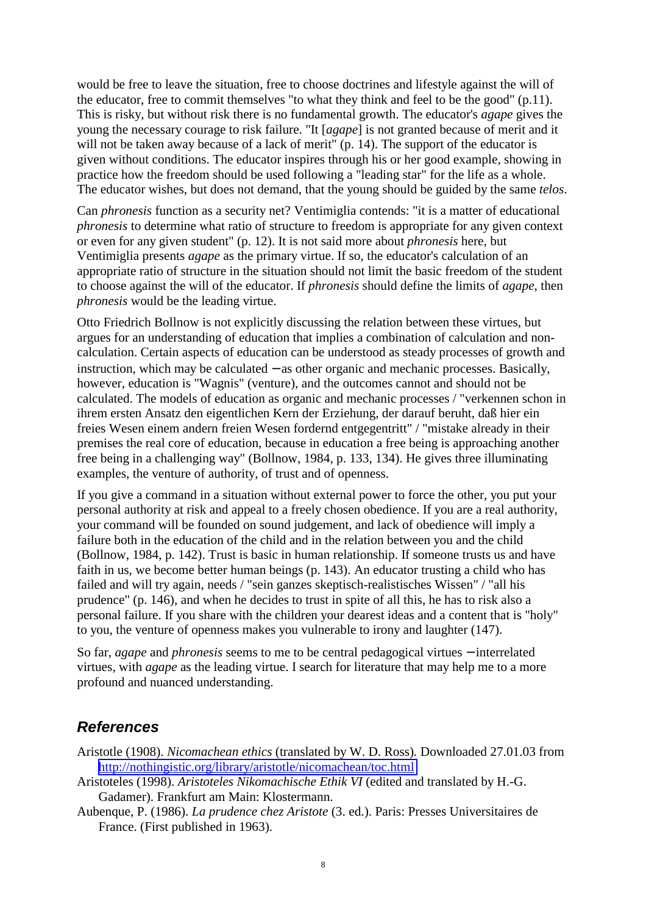would be free to leave the situation, free to choose doctrines and lifestyle against the will of the educator, free to commit themselves "to what they think and feel to be the good" (p.11). This is risky, but without risk there is no fundamental growth. The educator's *agape* gives the young the necessary courage to risk failure. "It [*agape*] is not granted because of merit and it will not be taken away because of a lack of merit" (p. 14). The support of the educator is given without conditions. The educator inspires through his or her good example, showing in practice how the freedom should be used following a "leading star" for the life as a whole. The educator wishes, but does not demand, that the young should be guided by the same *telos*.

Can *phronesis* function as a security net? Ventimiglia contends: "it is a matter of educational *phronesis* to determine what ratio of structure to freedom is appropriate for any given context or even for any given student" (p. 12). It is not said more about *phronesis* here, but Ventimiglia presents *agape* as the primary virtue. If so, the educator's calculation of an appropriate ratio of structure in the situation should not limit the basic freedom of the student to choose against the will of the educator. If *phronesis* should define the limits of *agape*, then *phronesis* would be the leading virtue.

Otto Friedrich Bollnow is not explicitly discussing the relation between these virtues, but argues for an understanding of education that implies a combination of calculation and non-calculation. Certain aspects of education can be understood as steady processes of growth and instruction, which may be calculated – as other organic and mechanic processes. Basically, however, education is "Wagnis" (venture), and the outcomes cannot and should not be calculated. The models of education as organic and mechanic processes / "verkennen schon in ihrem ersten Ansatz den eigentlichen Kern der Erziehung, der darauf beruht, daß hier ein freies Wesen einem andern freien Wesen fordernd entgegentritt" / "mistake already in their premises the real core of education, because in education a free being is approaching another free being in a challenging way" (Bollnow, 1984, p. 133, 134). He gives three illuminating examples, the venture of authority, of trust and of openness.

If you give a command in a situation without external power to force the other, you put your personal authority at risk and appeal to a freely chosen obedience. If you are a real authority, your command will be founded on sound judgement, and lack of obedience will imply a failure both in the education of the child and in the relation between you and the child (Bollnow, 1984, p. 142). Trust is basic in human relationship. If someone trusts us and have faith in us, we become better human beings (p. 143). An educator trusting a child who has failed and will try again, needs / "sein ganzes skeptisch-realistisches Wissen" / "all his prudence" (p. 146), and when he decides to trust in spite of all this, he has to risk also a personal failure. If you share with the children your dearest ideas and a content that is "holy" to you, the venture of openness makes you vulnerable to irony and laughter (147).

So far, *agape* and *phronesis* seems to me to be central pedagogical virtues – interrelated virtues, with *agape* as the leading virtue. I search for literature that may help me to a more profound and nuanced understanding.

## References

Aristotle (1908). *Nicomachean ethics* (translated by W. D. Ross). Downloaded 27.01.03 from http://nothingistic.org/library/aristotle/nicomachean/toc.html

Aristoteles (1998). *Aristoteles Nikomachische Ethik VI* (edited and translated by H.-G. Gadamer). Frankfurt am Main: Klostermann.

Aubenque, P. (1986). *La prudence chez Aristote* (3. ed.). Paris: Presses Universitaires de France. (First published in 1963).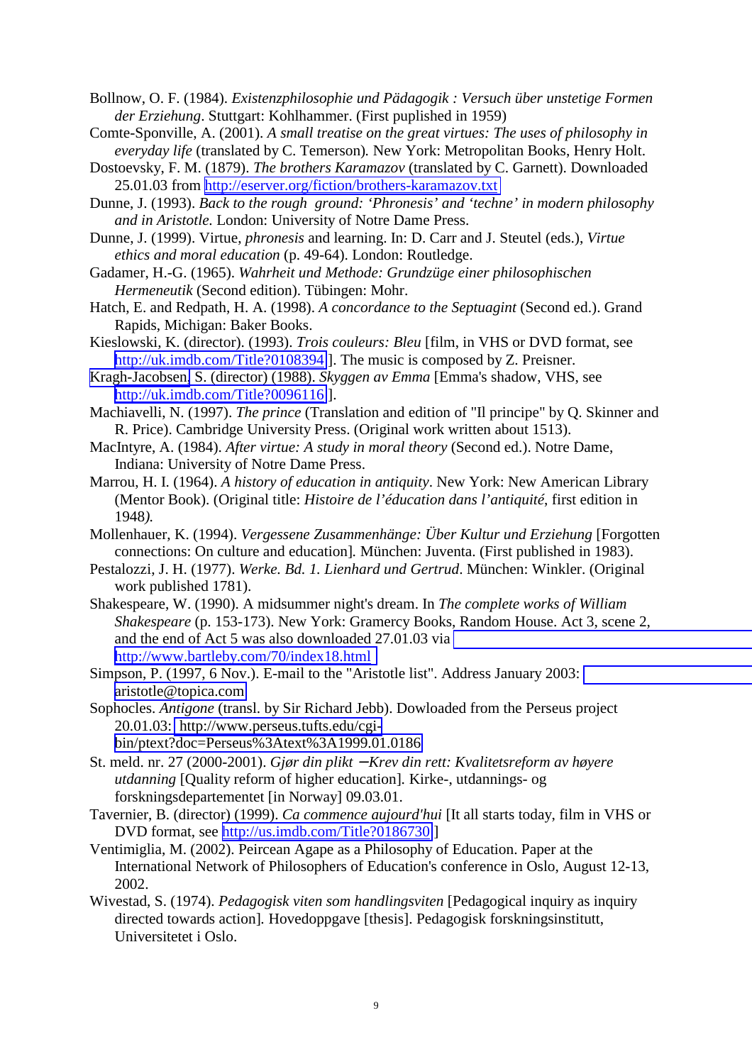Bollnow, O. F. (1984). *Existenzphilosophie und Pädagogik : Versuch über unstetige Formen der Erziehung*. Stuttgart: Kohlhammer. (First puplished in 1959)

Comte-Sponville, A. (2001). *A small treatise on the great virtues: The uses of philosophy in everyday life* (translated by C. Temerson). New York: Metropolitan Books, Henry Holt.

Dostoevsky, F. M. (1879). *The brothers Karamazov* (translated by C. Garnett). Downloaded 25.01.03 from http://eserver.org/fiction/brothers-karamazov.txt

Dunne, J. (1993). *Back to the rough ground: 'Phronesis' and 'techne' in modern philosophy and in Aristotle.* London: University of Notre Dame Press.

Dunne, J. (1999). Virtue, *phronesis* and learning. In: D. Carr and J. Steutel (eds.), *Virtue ethics and moral education* (p. 49-64). London: Routledge.

Gadamer, H.-G. (1965). *Wahrheit und Methode: Grundzüge einer philosophischen Hermeneutik* (Second edition). Tübingen: Mohr.

Hatch, E. and Redpath, H. A. (1998). *A concordance to the Septuagint* (Second ed.). Grand Rapids, Michigan: Baker Books.

Kieslowski, K. (director). (1993). *Trois couleurs: Bleu* [film, in VHS or DVD format, see http://uk.imdb.com/Title?0108394]. The music is composed by Z. Preisner.

Kragh-Jacobsen, S. (director) (1988). *Skyggen av Emma* [Emma's shadow, VHS, see http://uk.imdb.com/Title?0096116].

Machiavelli, N. (1997). *The prince* (Translation and edition of "Il principe" by Q. Skinner and R. Price). Cambridge University Press. (Original work written about 1513).

MacIntyre, A. (1984). *After virtue: A study in moral theory* (Second ed.). Notre Dame, Indiana: University of Notre Dame Press.

Marrou, H. I. (1964). *A history of education in antiquity*. New York: New American Library (Mentor Book). (Original title: *Histoire de l'éducation dans l'antiquité*, first edition in 1948*).*

Mollenhauer, K. (1994). *Vergessene Zusammenhänge: Über Kultur und Erziehung* [Forgotten connections: On culture and education]. München: Juventa. (First published in 1983).

Pestalozzi, J. H. (1977). *Werke. Bd. 1. Lienhard und Gertrud*. München: Winkler. (Original work published 1781).

Shakespeare, W. (1990). A midsummer night's dream. In *The complete works of William Shakespeare* (p. 153-173). New York: Gramercy Books, Random House. Act 3, scene 2, and the end of Act 5 was also downloaded 27.01.03 via http://www.bartleby.com/70/index18.html

Simpson, P. (1997, 6 Nov.). E-mail to the "Aristotle list". Address January 2003: aristotle@topica.com

Sophocles. *Antigone* (transl. by Sir Richard Jebb). Dowloaded from the Perseus project 20.01.03: http://www.perseus.tufts.edu/cgi-bin/ptext?doc=Perseus%3Atext%3A1999.01.0186

St. meld. nr. 27 (2000-2001). *Gjør din plikt –Krev din rett: Kvalitetsreform av høyere utdanning* [Quality reform of higher education]. Kirke-, utdannings- og forskningsdepartementet [in Norway] 09.03.01.

Tavernier, B. (director) (1999). *Ca commence aujourd'hui* [It all starts today, film in VHS or DVD format, see http://us.imdb.com/Title?0186730]

Ventimiglia, M. (2002). Peircean Agape as a Philosophy of Education. Paper at the International Network of Philosophers of Education's conference in Oslo, August 12-13, 2002.

Wivestad, S. (1974). *Pedagogisk viten som handlingsviten* [Pedagogical inquiry as inquiry directed towards action]. Hovedoppgave [thesis]. Pedagogisk forskningsinstitutt, Universitetet i Oslo.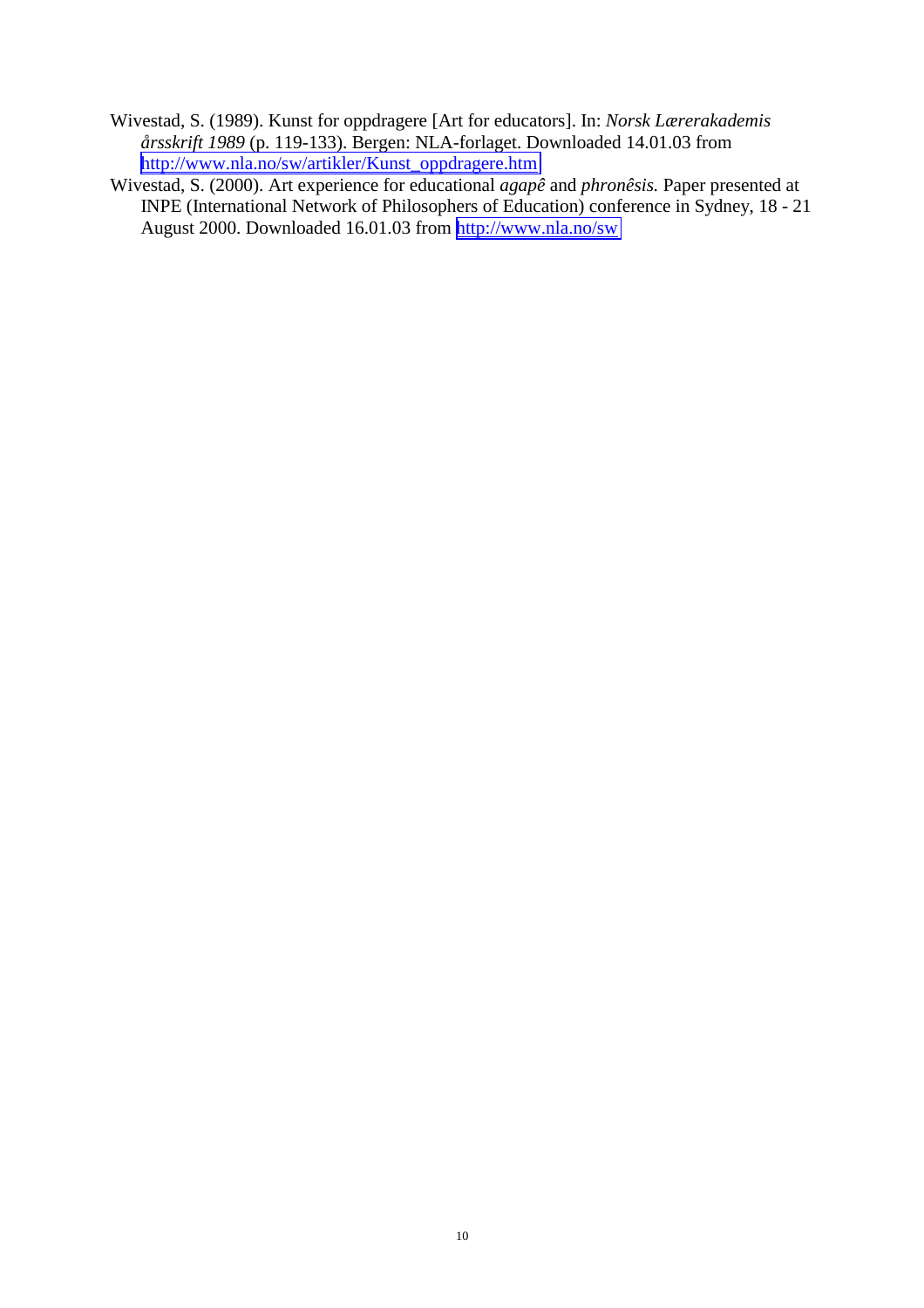Wivestad, S. (1989). Kunst for oppdragere [Art for educators]. In: *Norsk Lærerakademis årsskrift 1989* (p. 119-133). Bergen: NLA-forlaget. Downloaded 14.01.03 from http://www.nla.no/sw/artikler/Kunst_oppdragere.htm

Wivestad, S. (2000). Art experience for educational *agapê* and *phronêsis.* Paper presented at INPE (International Network of Philosophers of Education) conference in Sydney, 18 - 21 August 2000. Downloaded 16.01.03 from http://www.nla.no/sw